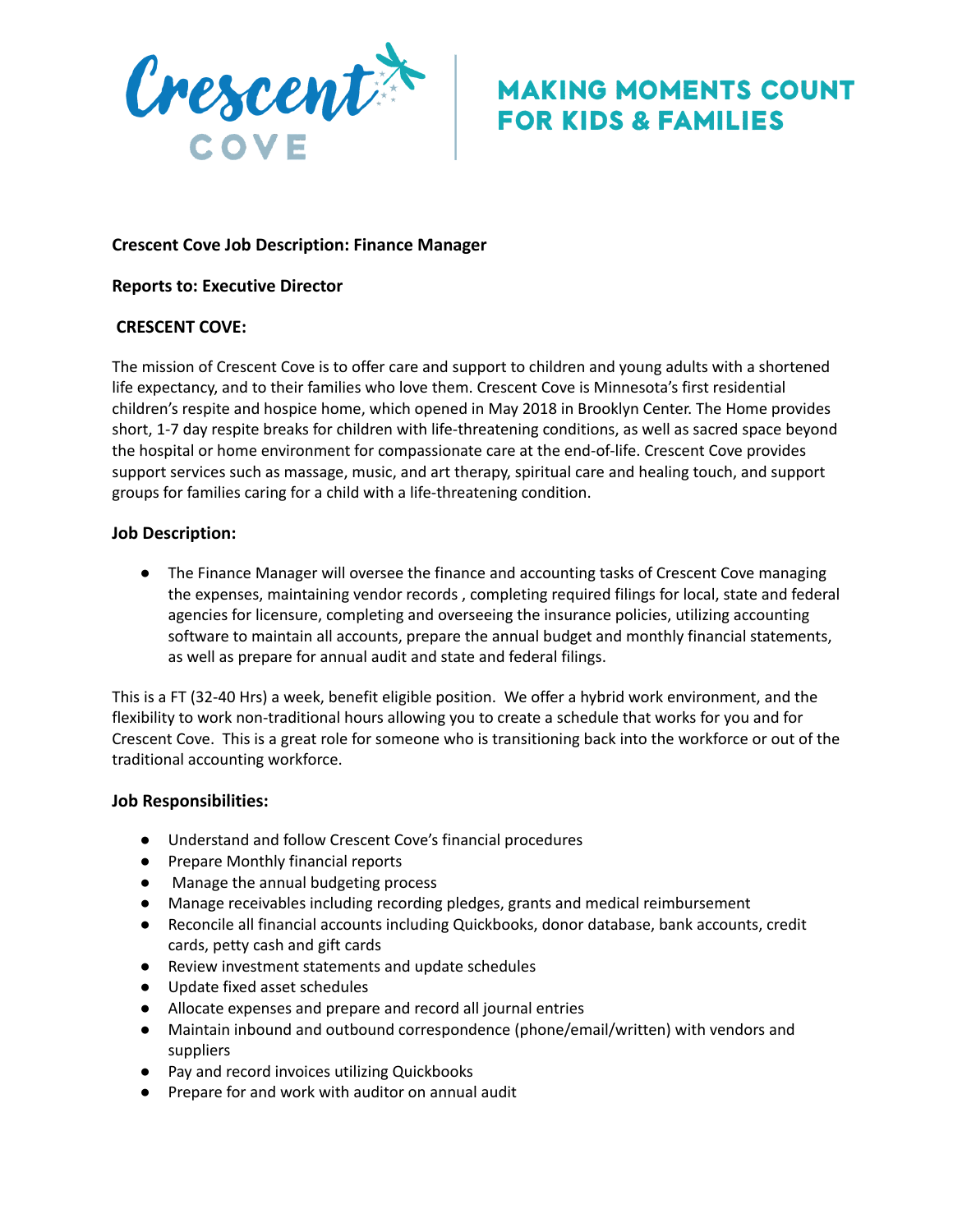Crescent COVE

MAKING MOMENTS COUNT FOR KIDS & FAMILIES

**Crescent Cove Job Description: Finance Manager**

**Reports to: Executive Director**

**CRESCENT COVE:**

The mission of Crescent Cove is to offer care and support to children and young adults with a shortened life expectancy, and to their families who love them. Crescent Cove is Minnesota's first residential children's respite and hospice home, which opened in May 2018 in Brooklyn Center. The Home provides short, 1-7 day respite breaks for children with life-threatening conditions, as well as sacred space beyond the hospital or home environment for compassionate care at the end-of-life. Crescent Cove provides support services such as massage, music, and art therapy, spiritual care and healing touch, and support groups for families caring for a child with a life-threatening condition.

**Job Description:**

- The Finance Manager will oversee the finance and accounting tasks of Crescent Cove managing the expenses, maintaining vendor records , completing required filings for local, state and federal agencies for licensure, completing and overseeing the insurance policies, utilizing accounting software to maintain all accounts, prepare the annual budget and monthly financial statements, as well as prepare for annual audit and state and federal filings.

This is a FT (32-40 Hrs) a week, benefit eligible position. We offer a hybrid work environment, and the flexibility to work non-traditional hours allowing you to create a schedule that works for you and for Crescent Cove. This is a great role for someone who is transitioning back into the workforce or out of the traditional accounting workforce.

**Job Responsibilities:**

- Understand and follow Crescent Cove's financial procedures
- Prepare Monthly financial reports
- Manage the annual budgeting process
- Manage receivables including recording pledges, grants and medical reimbursement
- Reconcile all financial accounts including Quickbooks, donor database, bank accounts, credit cards, petty cash and gift cards
- Review investment statements and update schedules
- Update fixed asset schedules
- Allocate expenses and prepare and record all journal entries
- Maintain inbound and outbound correspondence (phone/email/written) with vendors and suppliers
- Pay and record invoices utilizing Quickbooks
- Prepare for and work with auditor on annual audit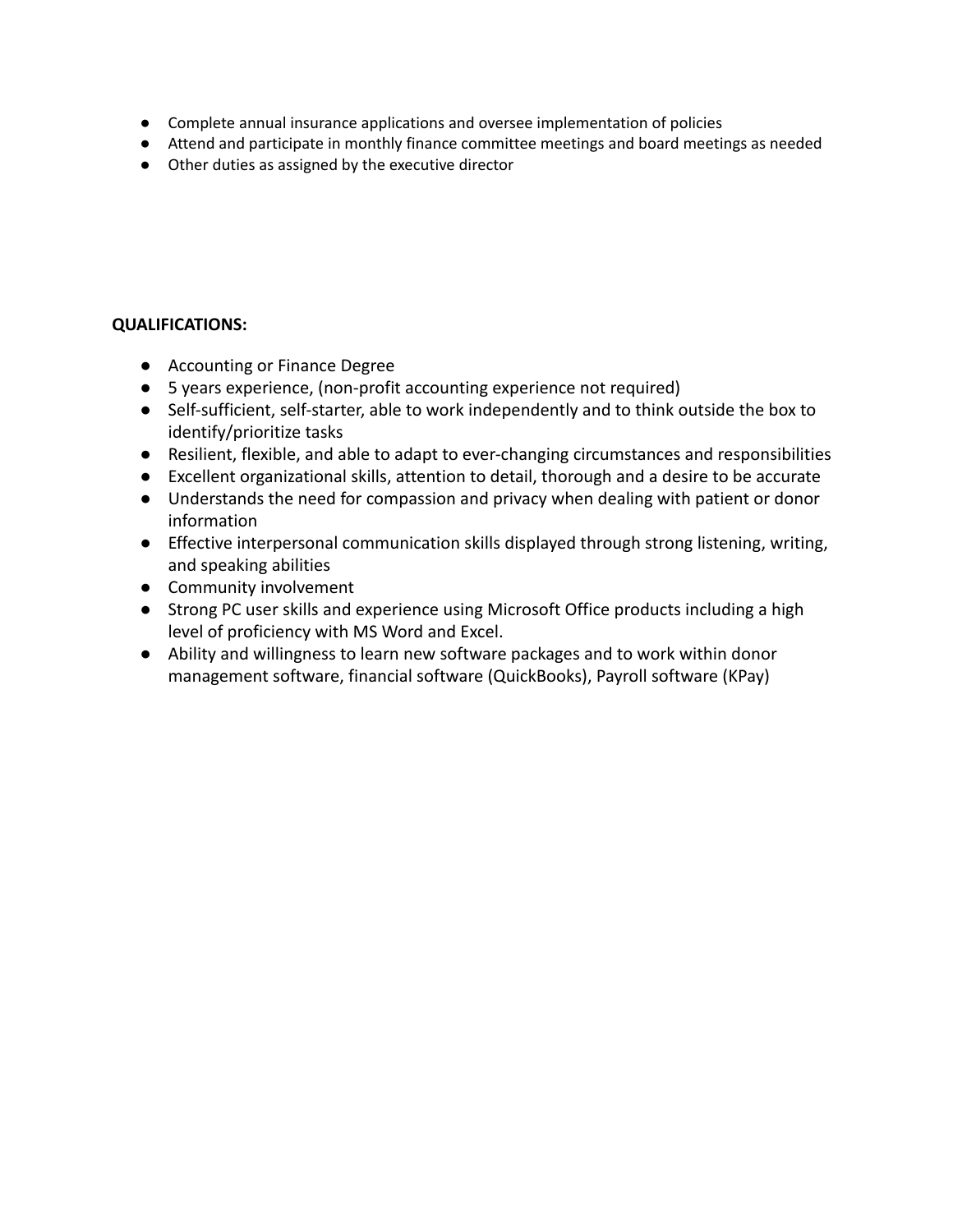- Complete annual insurance applications and oversee implementation of policies
- Attend and participate in monthly finance committee meetings and board meetings as needed
- Other duties as assigned by the executive director

**QUALIFICATIONS:**

- Accounting or Finance Degree
- 5 years experience, (non-profit accounting experience not required)
- Self-sufficient, self-starter, able to work independently and to think outside the box to identify/prioritize tasks
- Resilient, flexible, and able to adapt to ever-changing circumstances and responsibilities
- Excellent organizational skills, attention to detail, thorough and a desire to be accurate
- Understands the need for compassion and privacy when dealing with patient or donor information
- Effective interpersonal communication skills displayed through strong listening, writing, and speaking abilities
- Community involvement
- Strong PC user skills and experience using Microsoft Office products including a high level of proficiency with MS Word and Excel.
- Ability and willingness to learn new software packages and to work within donor management software, financial software (QuickBooks), Payroll software (KPay)